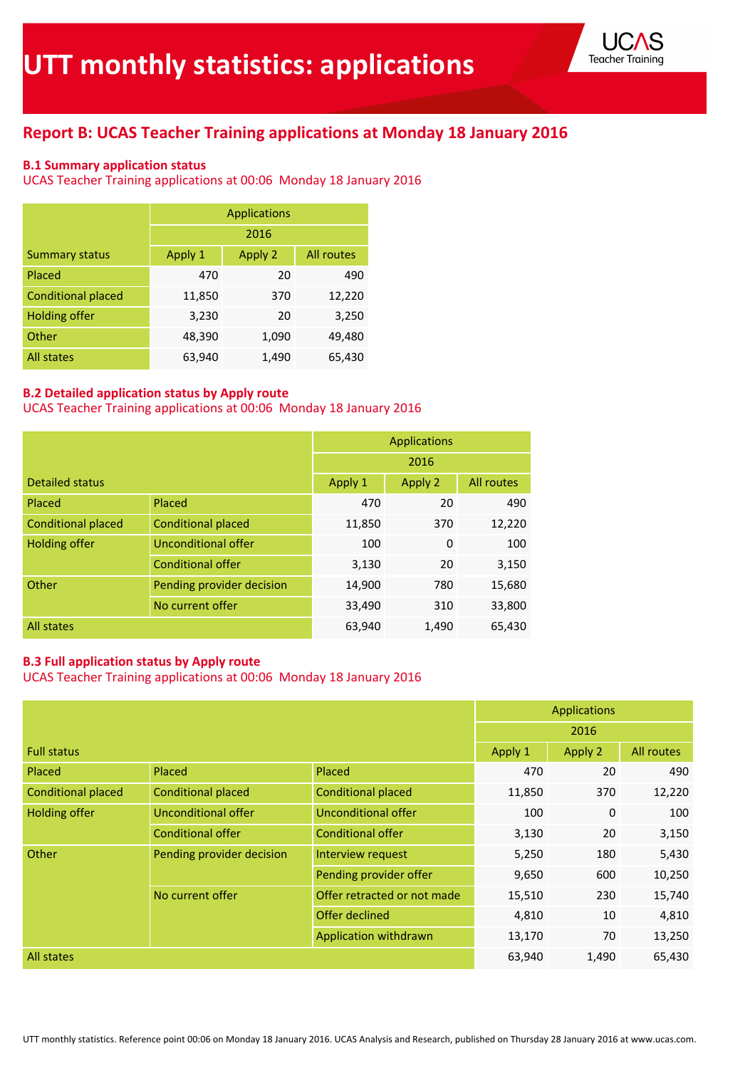# UTT monthly statistics: applications

## Report B: UCAS Teacher Training applications at Monday 18 January 2016

### B.1 Summary application status

UCAS Teacher Training applications at 00:06 Monday 18 January 2016

| | Applications | | |
|---|---|---|---|
| | 2016 | | |
| Summary status | Apply 1 | Apply 2 | All routes |
| Placed | 470 | 20 | 490 |
| Conditional placed | 11,850 | 370 | 12,220 |
| Holding offer | 3,230 | 20 | 3,250 |
| Other | 48,390 | 1,090 | 49,480 |
| All states | 63,940 | 1,490 | 65,430 |

### B.2 Detailed application status by Apply route

UCAS Teacher Training applications at 00:06 Monday 18 January 2016

| | | Applications | | |
|---|---|---|---|---|
| | | 2016 | | |
| Detailed status | | Apply 1 | Apply 2 | All routes |
| Placed | Placed | 470 | 20 | 490 |
| Conditional placed | Conditional placed | 11,850 | 370 | 12,220 |
| Holding offer | Unconditional offer | 100 | 0 | 100 |
| | Conditional offer | 3,130 | 20 | 3,150 |
| Other | Pending provider decision | 14,900 | 780 | 15,680 |
| | No current offer | 33,490 | 310 | 33,800 |
| All states | | 63,940 | 1,490 | 65,430 |

### B.3 Full application status by Apply route

UCAS Teacher Training applications at 00:06 Monday 18 January 2016

| | | | Applications | | |
|---|---|---|---|---|---|
| | | | 2016 | | |
| Full status | | | Apply 1 | Apply 2 | All routes |
| Placed | Placed | Placed | 470 | 20 | 490 |
| Conditional placed | Conditional placed | Conditional placed | 11,850 | 370 | 12,220 |
| Holding offer | Unconditional offer | Unconditional offer | 100 | 0 | 100 |
| | Conditional offer | Conditional offer | 3,130 | 20 | 3,150 |
| Other | Pending provider decision | Interview request | 5,250 | 180 | 5,430 |
| | | Pending provider offer | 9,650 | 600 | 10,250 |
| | No current offer | Offer retracted or not made | 15,510 | 230 | 15,740 |
| | | Offer declined | 4,810 | 10 | 4,810 |
| | | Application withdrawn | 13,170 | 70 | 13,250 |
| All states | | | 63,940 | 1,490 | 65,430 |

UTT monthly statistics. Reference point 00:06 on Monday 18 January 2016. UCAS Analysis and Research, published on Thursday 28 January 2016 at www.ucas.com.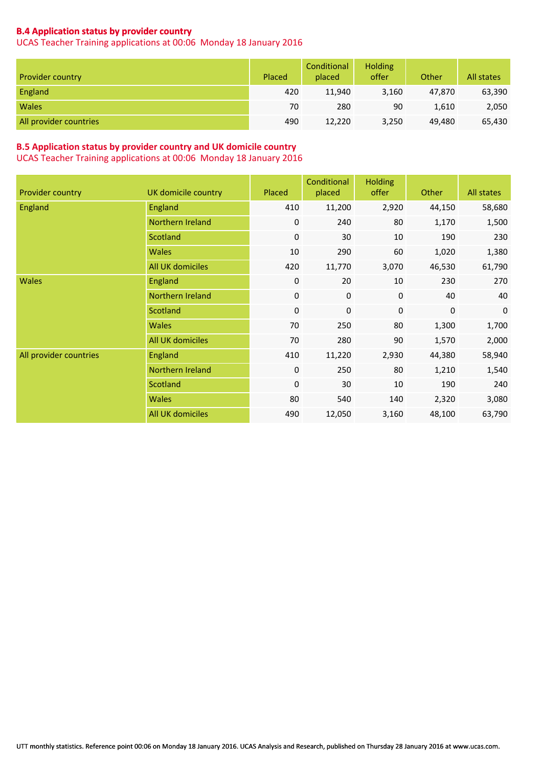## B.4 Application status by provider country

UCAS Teacher Training applications at 00:06 Monday 18 January 2016

| Provider country | Placed | Conditional placed | Holding offer | Other | All states |
|---|---|---|---|---|---|
| England | 420 | 11,940 | 3,160 | 47,870 | 63,390 |
| Wales | 70 | 280 | 90 | 1,610 | 2,050 |
| All provider countries | 490 | 12,220 | 3,250 | 49,480 | 65,430 |

## B.5 Application status by provider country and UK domicile country

UCAS Teacher Training applications at 00:06 Monday 18 January 2016

| Provider country | UK domicile country | Placed | Conditional placed | Holding offer | Other | All states |
|---|---|---|---|---|---|---|
| England | England | 410 | 11,200 | 2,920 | 44,150 | 58,680 |
| | Northern Ireland | 0 | 240 | 80 | 1,170 | 1,500 |
| | Scotland | 0 | 30 | 10 | 190 | 230 |
| | Wales | 10 | 290 | 60 | 1,020 | 1,380 |
| | All UK domiciles | 420 | 11,770 | 3,070 | 46,530 | 61,790 |
| Wales | England | 0 | 20 | 10 | 230 | 270 |
| | Northern Ireland | 0 | 0 | 0 | 40 | 40 |
| | Scotland | 0 | 0 | 0 | 0 | 0 |
| | Wales | 70 | 250 | 80 | 1,300 | 1,700 |
| | All UK domiciles | 70 | 280 | 90 | 1,570 | 2,000 |
| All provider countries | England | 410 | 11,220 | 2,930 | 44,380 | 58,940 |
| | Northern Ireland | 0 | 250 | 80 | 1,210 | 1,540 |
| | Scotland | 0 | 30 | 10 | 190 | 240 |
| | Wales | 80 | 540 | 140 | 2,320 | 3,080 |
| | All UK domiciles | 490 | 12,050 | 3,160 | 48,100 | 63,790 |

UTT monthly statistics. Reference point 00:06 on Monday 18 January 2016. UCAS Analysis and Research, published on Thursday 28 January 2016 at www.ucas.com.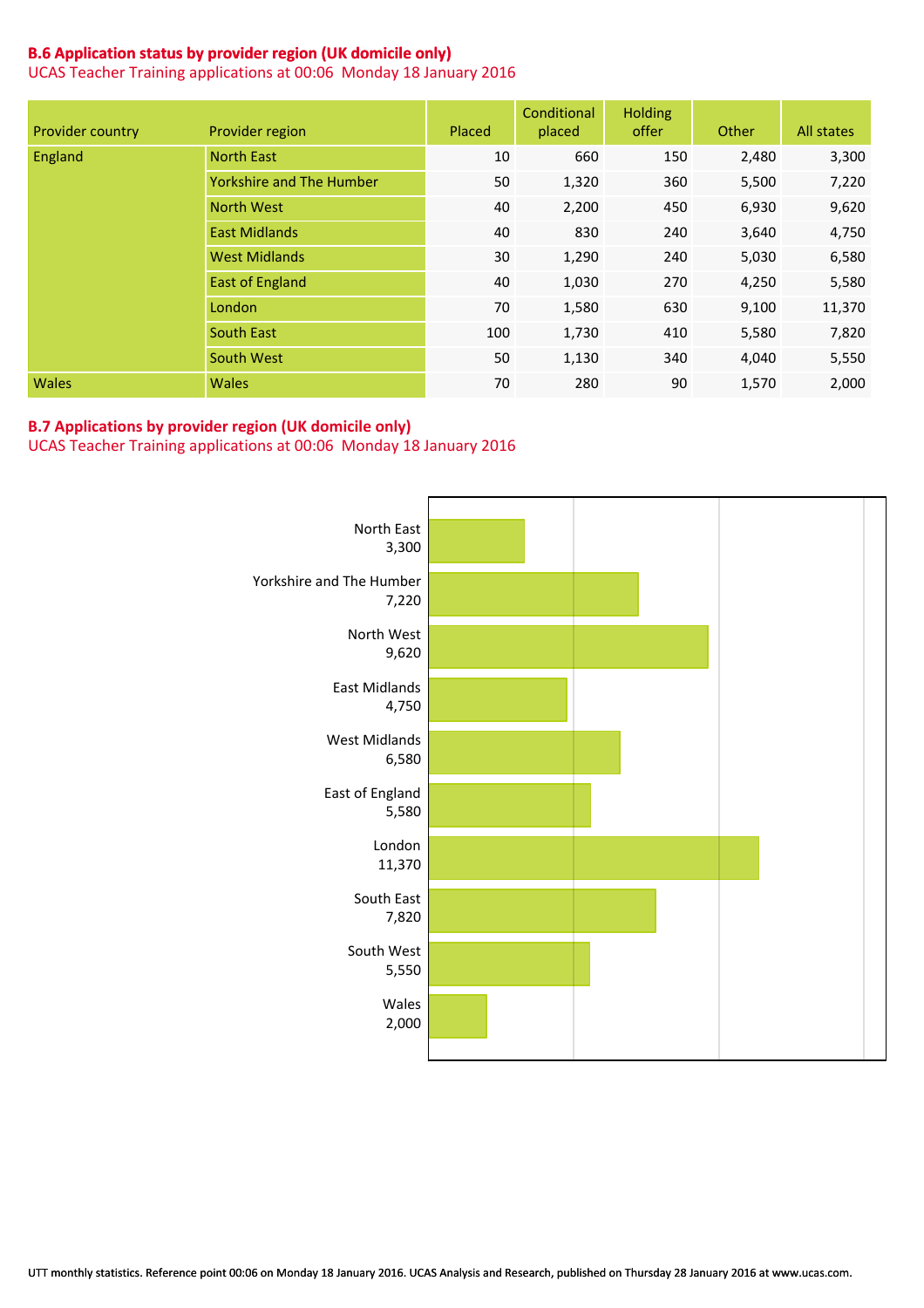## B.6 Application status by provider region (UK domicile only)

UCAS Teacher Training applications at 00:06 Monday 18 January 2016

| Provider country | Provider region | Placed | Conditional placed | Holding offer | Other | All states |
|---|---|---|---|---|---|---|
| England | North East | 10 | 660 | 150 | 2,480 | 3,300 |
| | Yorkshire and The Humber | 50 | 1,320 | 360 | 5,500 | 7,220 |
| | North West | 40 | 2,200 | 450 | 6,930 | 9,620 |
| | East Midlands | 40 | 830 | 240 | 3,640 | 4,750 |
| | West Midlands | 30 | 1,290 | 240 | 5,030 | 6,580 |
| | East of England | 40 | 1,030 | 270 | 4,250 | 5,580 |
| | London | 70 | 1,580 | 630 | 9,100 | 11,370 |
| | South East | 100 | 1,730 | 410 | 5,580 | 7,820 |
| | South West | 50 | 1,130 | 340 | 4,040 | 5,550 |
| Wales | Wales | 70 | 280 | 90 | 1,570 | 2,000 |

## B.7 Applications by provider region (UK domicile only)

UCAS Teacher Training applications at 00:06 Monday 18 January 2016

| Provider region | Applications |
|---|---|
| North East | 3,300 |
| Yorkshire and The Humber | 7,220 |
| North West | 9,620 |
| East Midlands | 4,750 |
| West Midlands | 6,580 |
| East of England | 5,580 |
| London | 11,370 |
| South East | 7,820 |
| South West | 5,550 |
| Wales | 2,000 |

UTT monthly statistics. Reference point 00:06 on Monday 18 January 2016. UCAS Analysis and Research, published on Thursday 28 January 2016 at www.ucas.com.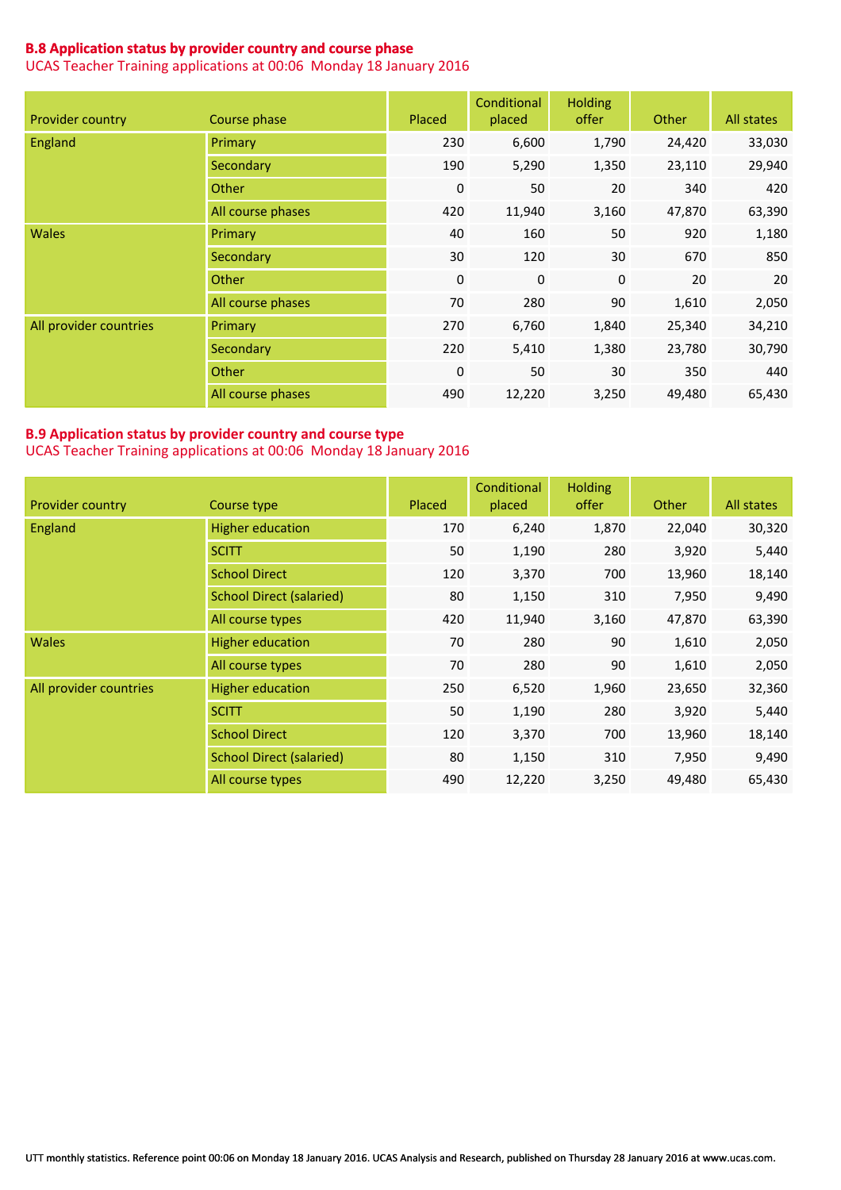## B.8 Application status by provider country and course phase

UCAS Teacher Training applications at 00:06 Monday 18 January 2016

| Provider country | Course phase | Placed | Conditional placed | Holding offer | Other | All states |
|---|---|---|---|---|---|---|
| England | Primary | 230 | 6,600 | 1,790 | 24,420 | 33,030 |
| | Secondary | 190 | 5,290 | 1,350 | 23,110 | 29,940 |
| | Other | 0 | 50 | 20 | 340 | 420 |
| | All course phases | 420 | 11,940 | 3,160 | 47,870 | 63,390 |
| Wales | Primary | 40 | 160 | 50 | 920 | 1,180 |
| | Secondary | 30 | 120 | 30 | 670 | 850 |
| | Other | 0 | 0 | 0 | 20 | 20 |
| | All course phases | 70 | 280 | 90 | 1,610 | 2,050 |
| All provider countries | Primary | 270 | 6,760 | 1,840 | 25,340 | 34,210 |
| | Secondary | 220 | 5,410 | 1,380 | 23,780 | 30,790 |
| | Other | 0 | 50 | 30 | 350 | 440 |
| | All course phases | 490 | 12,220 | 3,250 | 49,480 | 65,430 |

## B.9 Application status by provider country and course type

UCAS Teacher Training applications at 00:06 Monday 18 January 2016

| Provider country | Course type | Placed | Conditional placed | Holding offer | Other | All states |
|---|---|---|---|---|---|---|
| England | Higher education | 170 | 6,240 | 1,870 | 22,040 | 30,320 |
| | SCITT | 50 | 1,190 | 280 | 3,920 | 5,440 |
| | School Direct | 120 | 3,370 | 700 | 13,960 | 18,140 |
| | School Direct (salaried) | 80 | 1,150 | 310 | 7,950 | 9,490 |
| | All course types | 420 | 11,940 | 3,160 | 47,870 | 63,390 |
| Wales | Higher education | 70 | 280 | 90 | 1,610 | 2,050 |
| | All course types | 70 | 280 | 90 | 1,610 | 2,050 |
| All provider countries | Higher education | 250 | 6,520 | 1,960 | 23,650 | 32,360 |
| | SCITT | 50 | 1,190 | 280 | 3,920 | 5,440 |
| | School Direct | 120 | 3,370 | 700 | 13,960 | 18,140 |
| | School Direct (salaried) | 80 | 1,150 | 310 | 7,950 | 9,490 |
| | All course types | 490 | 12,220 | 3,250 | 49,480 | 65,430 |

UTT monthly statistics. Reference point 00:06 on Monday 18 January 2016. UCAS Analysis and Research, published on Thursday 28 January 2016 at www.ucas.com.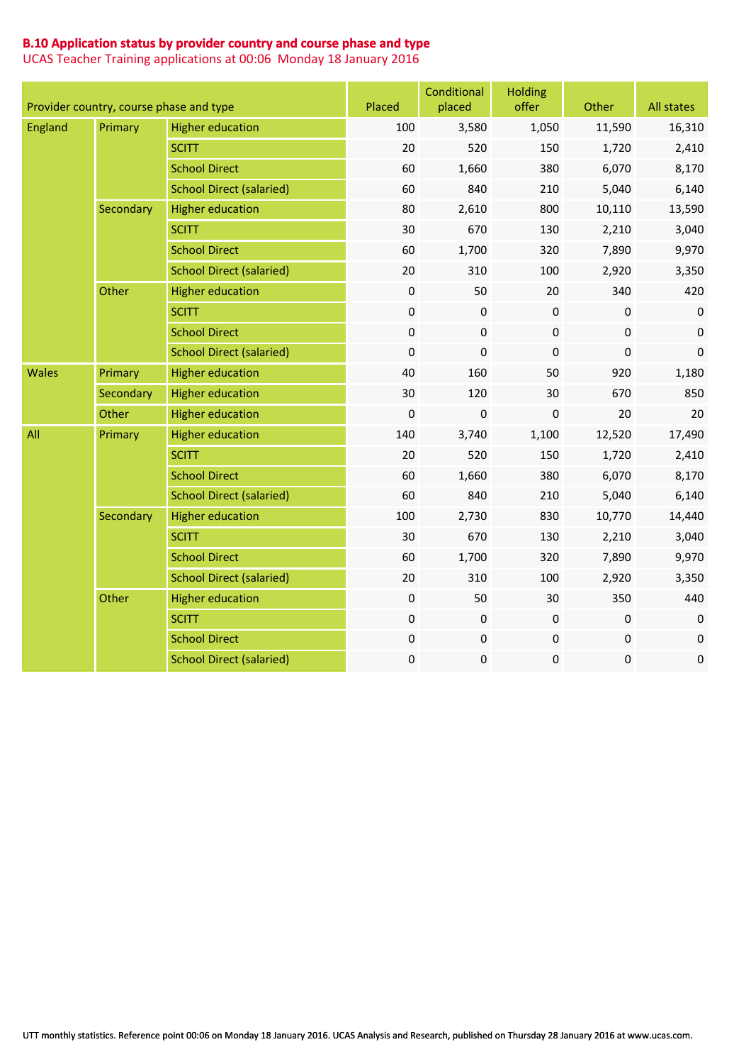## B.10 Application status by provider country and course phase and type

UCAS Teacher Training applications at 00:06 Monday 18 January 2016

| Provider country, course phase and type | | | Placed | Conditional placed | Holding offer | Other | All states |
|---|---|---|---|---|---|---|---|
| England | Primary | Higher education | 100 | 3,580 | 1,050 | 11,590 | 16,310 |
| | | SCITT | 20 | 520 | 150 | 1,720 | 2,410 |
| | | School Direct | 60 | 1,660 | 380 | 6,070 | 8,170 |
| | | School Direct (salaried) | 60 | 840 | 210 | 5,040 | 6,140 |
| | Secondary | Higher education | 80 | 2,610 | 800 | 10,110 | 13,590 |
| | | SCITT | 30 | 670 | 130 | 2,210 | 3,040 |
| | | School Direct | 60 | 1,700 | 320 | 7,890 | 9,970 |
| | | School Direct (salaried) | 20 | 310 | 100 | 2,920 | 3,350 |
| | Other | Higher education | 0 | 50 | 20 | 340 | 420 |
| | | SCITT | 0 | 0 | 0 | 0 | 0 |
| | | School Direct | 0 | 0 | 0 | 0 | 0 |
| | | School Direct (salaried) | 0 | 0 | 0 | 0 | 0 |
| Wales | Primary | Higher education | 40 | 160 | 50 | 920 | 1,180 |
| | Secondary | Higher education | 30 | 120 | 30 | 670 | 850 |
| | Other | Higher education | 0 | 0 | 0 | 20 | 20 |
| All | Primary | Higher education | 140 | 3,740 | 1,100 | 12,520 | 17,490 |
| | | SCITT | 20 | 520 | 150 | 1,720 | 2,410 |
| | | School Direct | 60 | 1,660 | 380 | 6,070 | 8,170 |
| | | School Direct (salaried) | 60 | 840 | 210 | 5,040 | 6,140 |
| | Secondary | Higher education | 100 | 2,730 | 830 | 10,770 | 14,440 |
| | | SCITT | 30 | 670 | 130 | 2,210 | 3,040 |
| | | School Direct | 60 | 1,700 | 320 | 7,890 | 9,970 |
| | | School Direct (salaried) | 20 | 310 | 100 | 2,920 | 3,350 |
| | Other | Higher education | 0 | 50 | 30 | 350 | 440 |
| | | SCITT | 0 | 0 | 0 | 0 | 0 |
| | | School Direct | 0 | 0 | 0 | 0 | 0 |
| | | School Direct (salaried) | 0 | 0 | 0 | 0 | 0 |

UTT monthly statistics. Reference point 00:06 on Monday 18 January 2016. UCAS Analysis and Research, published on Thursday 28 January 2016 at www.ucas.com.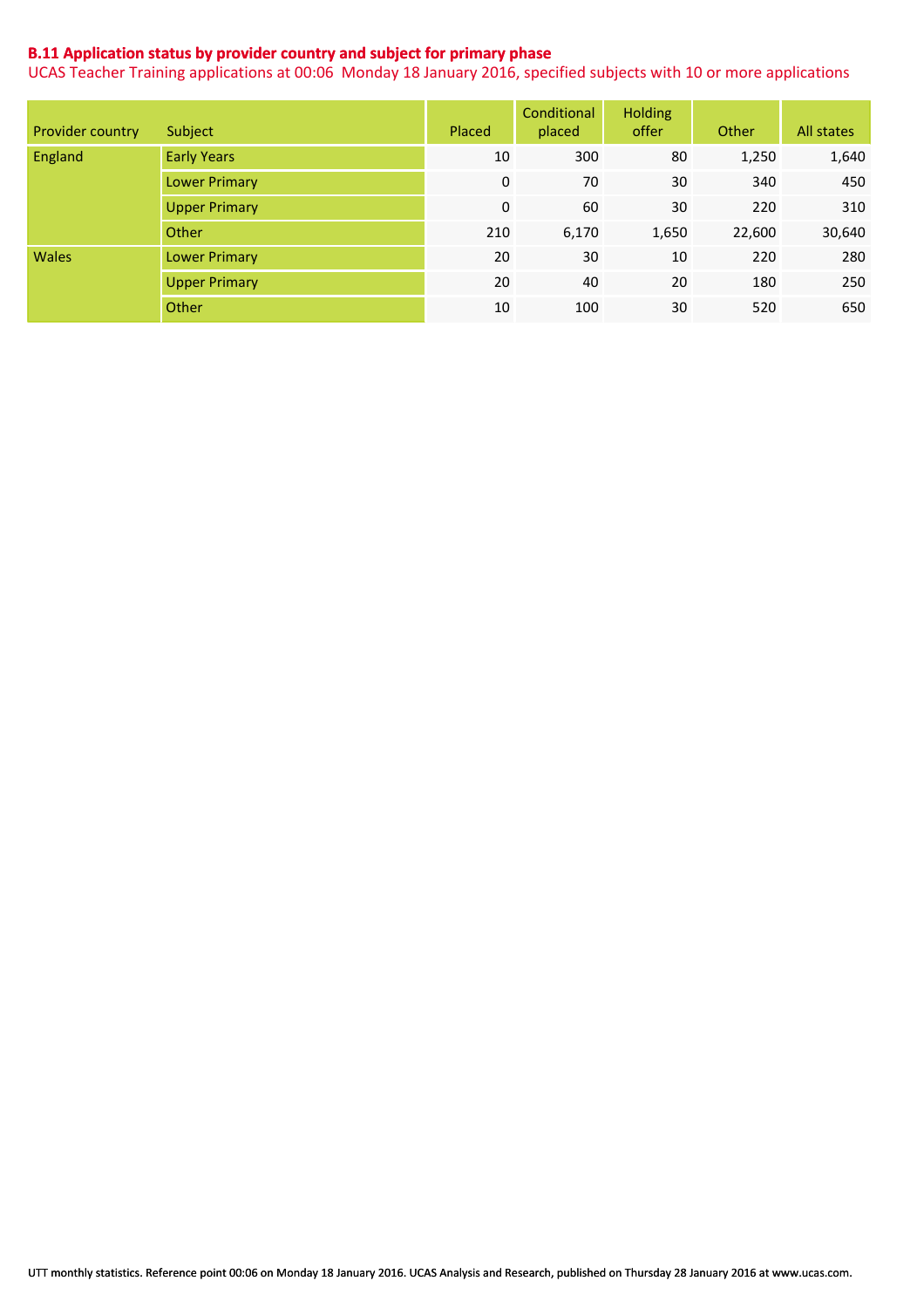**B.11 Application status by provider country and subject for primary phase**

UCAS Teacher Training applications at 00:06 Monday 18 January 2016, specified subjects with 10 or more applications

| Provider country | Subject | Placed | Conditional placed | Holding offer | Other | All states |
|---|---|---|---|---|---|---|
| England | Early Years | 10 | 300 | 80 | 1,250 | 1,640 |
| | Lower Primary | 0 | 70 | 30 | 340 | 450 |
| | Upper Primary | 0 | 60 | 30 | 220 | 310 |
| | Other | 210 | 6,170 | 1,650 | 22,600 | 30,640 |
| Wales | Lower Primary | 20 | 30 | 10 | 220 | 280 |
| | Upper Primary | 20 | 40 | 20 | 180 | 250 |
| | Other | 10 | 100 | 30 | 520 | 650 |

UTT monthly statistics. Reference point 00:06 on Monday 18 January 2016. UCAS Analysis and Research, published on Thursday 28 January 2016 at www.ucas.com.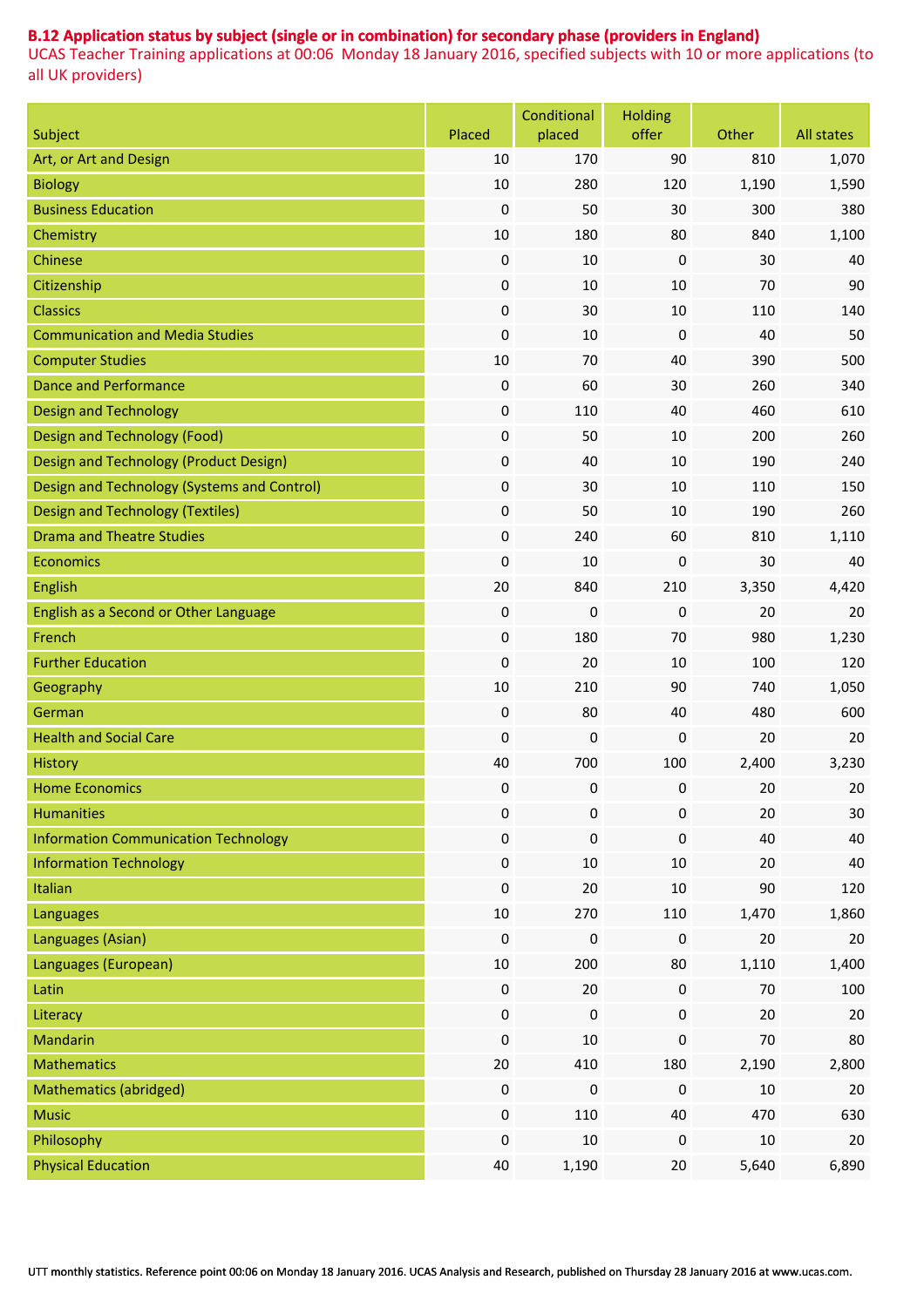**B.12 Application status by subject (single or in combination) for secondary phase (providers in England)**

UCAS Teacher Training applications at 00:06 Monday 18 January 2016, specified subjects with 10 or more applications (to all UK providers)

| Subject | Placed | Conditional placed | Holding offer | Other | All states |
|---|---|---|---|---|---|
| Art, or Art and Design | 10 | 170 | 90 | 810 | 1,070 |
| Biology | 10 | 280 | 120 | 1,190 | 1,590 |
| Business Education | 0 | 50 | 30 | 300 | 380 |
| Chemistry | 10 | 180 | 80 | 840 | 1,100 |
| Chinese | 0 | 10 | 0 | 30 | 40 |
| Citizenship | 0 | 10 | 10 | 70 | 90 |
| Classics | 0 | 30 | 10 | 110 | 140 |
| Communication and Media Studies | 0 | 10 | 0 | 40 | 50 |
| Computer Studies | 10 | 70 | 40 | 390 | 500 |
| Dance and Performance | 0 | 60 | 30 | 260 | 340 |
| Design and Technology | 0 | 110 | 40 | 460 | 610 |
| Design and Technology (Food) | 0 | 50 | 10 | 200 | 260 |
| Design and Technology (Product Design) | 0 | 40 | 10 | 190 | 240 |
| Design and Technology (Systems and Control) | 0 | 30 | 10 | 110 | 150 |
| Design and Technology (Textiles) | 0 | 50 | 10 | 190 | 260 |
| Drama and Theatre Studies | 0 | 240 | 60 | 810 | 1,110 |
| Economics | 0 | 10 | 0 | 30 | 40 |
| English | 20 | 840 | 210 | 3,350 | 4,420 |
| English as a Second or Other Language | 0 | 0 | 0 | 20 | 20 |
| French | 0 | 180 | 70 | 980 | 1,230 |
| Further Education | 0 | 20 | 10 | 100 | 120 |
| Geography | 10 | 210 | 90 | 740 | 1,050 |
| German | 0 | 80 | 40 | 480 | 600 |
| Health and Social Care | 0 | 0 | 0 | 20 | 20 |
| History | 40 | 700 | 100 | 2,400 | 3,230 |
| Home Economics | 0 | 0 | 0 | 20 | 20 |
| Humanities | 0 | 0 | 0 | 20 | 30 |
| Information Communication Technology | 0 | 0 | 0 | 40 | 40 |
| Information Technology | 0 | 10 | 10 | 20 | 40 |
| Italian | 0 | 20 | 10 | 90 | 120 |
| Languages | 10 | 270 | 110 | 1,470 | 1,860 |
| Languages (Asian) | 0 | 0 | 0 | 20 | 20 |
| Languages (European) | 10 | 200 | 80 | 1,110 | 1,400 |
| Latin | 0 | 20 | 0 | 70 | 100 |
| Literacy | 0 | 0 | 0 | 20 | 20 |
| Mandarin | 0 | 10 | 0 | 70 | 80 |
| Mathematics | 20 | 410 | 180 | 2,190 | 2,800 |
| Mathematics (abridged) | 0 | 0 | 0 | 10 | 20 |
| Music | 0 | 110 | 40 | 470 | 630 |
| Philosophy | 0 | 10 | 0 | 10 | 20 |
| Physical Education | 40 | 1,190 | 20 | 5,640 | 6,890 |

UTT monthly statistics. Reference point 00:06 on Monday 18 January 2016. UCAS Analysis and Research, published on Thursday 28 January 2016 at www.ucas.com.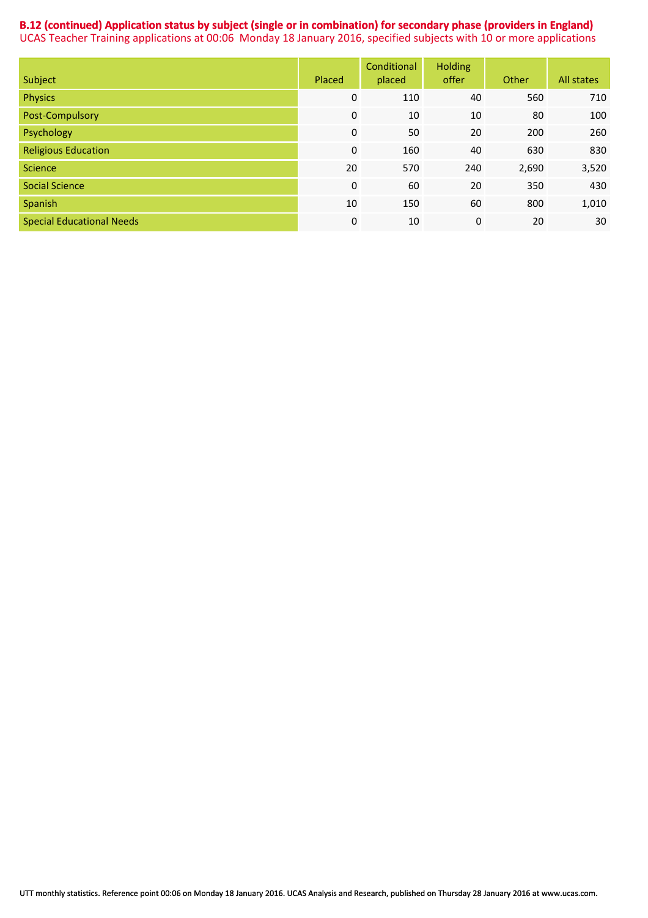**B.12 (continued) Application status by subject (single or in combination) for secondary phase (providers in England)**

UCAS Teacher Training applications at 00:06 Monday 18 January 2016, specified subjects with 10 or more applications

| Subject | Placed | Conditional placed | Holding offer | Other | All states |
|---|---|---|---|---|---|
| Physics | 0 | 110 | 40 | 560 | 710 |
| Post-Compulsory | 0 | 10 | 10 | 80 | 100 |
| Psychology | 0 | 50 | 20 | 200 | 260 |
| Religious Education | 0 | 160 | 40 | 630 | 830 |
| Science | 20 | 570 | 240 | 2,690 | 3,520 |
| Social Science | 0 | 60 | 20 | 350 | 430 |
| Spanish | 10 | 150 | 60 | 800 | 1,010 |
| Special Educational Needs | 0 | 10 | 0 | 20 | 30 |

UTT monthly statistics. Reference point 00:06 on Monday 18 January 2016. UCAS Analysis and Research, published on Thursday 28 January 2016 at www.ucas.com.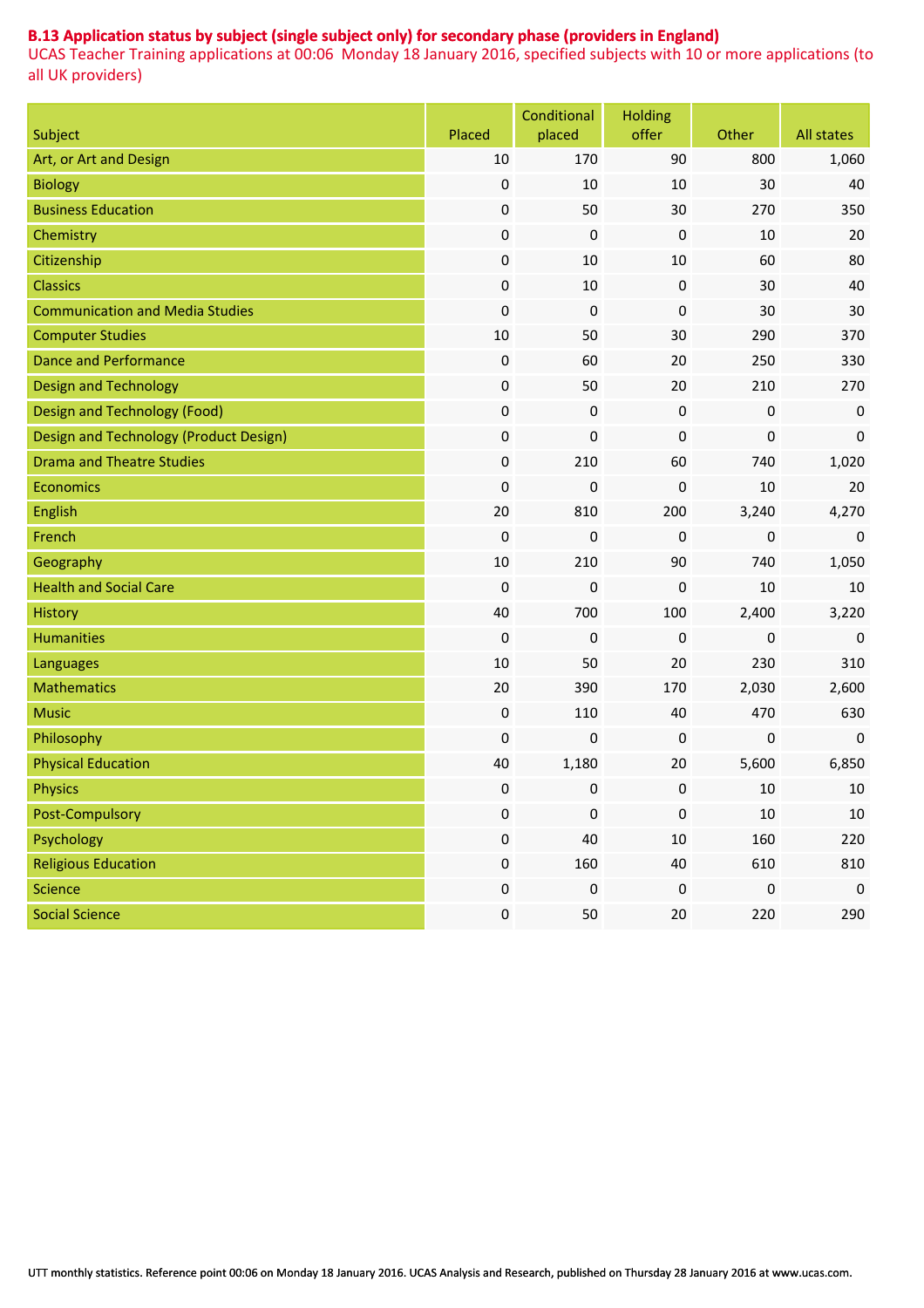## B.13 Application status by subject (single subject only) for secondary phase (providers in England)

UCAS Teacher Training applications at 00:06 Monday 18 January 2016, specified subjects with 10 or more applications (to all UK providers)

| Subject | Placed | Conditional placed | Holding offer | Other | All states |
|---|---|---|---|---|---|
| Art, or Art and Design | 10 | 170 | 90 | 800 | 1,060 |
| Biology | 0 | 10 | 10 | 30 | 40 |
| Business Education | 0 | 50 | 30 | 270 | 350 |
| Chemistry | 0 | 0 | 0 | 10 | 20 |
| Citizenship | 0 | 10 | 10 | 60 | 80 |
| Classics | 0 | 10 | 0 | 30 | 40 |
| Communication and Media Studies | 0 | 0 | 0 | 30 | 30 |
| Computer Studies | 10 | 50 | 30 | 290 | 370 |
| Dance and Performance | 0 | 60 | 20 | 250 | 330 |
| Design and Technology | 0 | 50 | 20 | 210 | 270 |
| Design and Technology (Food) | 0 | 0 | 0 | 0 | 0 |
| Design and Technology (Product Design) | 0 | 0 | 0 | 0 | 0 |
| Drama and Theatre Studies | 0 | 210 | 60 | 740 | 1,020 |
| Economics | 0 | 0 | 0 | 10 | 20 |
| English | 20 | 810 | 200 | 3,240 | 4,270 |
| French | 0 | 0 | 0 | 0 | 0 |
| Geography | 10 | 210 | 90 | 740 | 1,050 |
| Health and Social Care | 0 | 0 | 0 | 10 | 10 |
| History | 40 | 700 | 100 | 2,400 | 3,220 |
| Humanities | 0 | 0 | 0 | 0 | 0 |
| Languages | 10 | 50 | 20 | 230 | 310 |
| Mathematics | 20 | 390 | 170 | 2,030 | 2,600 |
| Music | 0 | 110 | 40 | 470 | 630 |
| Philosophy | 0 | 0 | 0 | 0 | 0 |
| Physical Education | 40 | 1,180 | 20 | 5,600 | 6,850 |
| Physics | 0 | 0 | 0 | 10 | 10 |
| Post-Compulsory | 0 | 0 | 0 | 10 | 10 |
| Psychology | 0 | 40 | 10 | 160 | 220 |
| Religious Education | 0 | 160 | 40 | 610 | 810 |
| Science | 0 | 0 | 0 | 0 | 0 |
| Social Science | 0 | 50 | 20 | 220 | 290 |

UTT monthly statistics. Reference point 00:06 on Monday 18 January 2016. UCAS Analysis and Research, published on Thursday 28 January 2016 at www.ucas.com.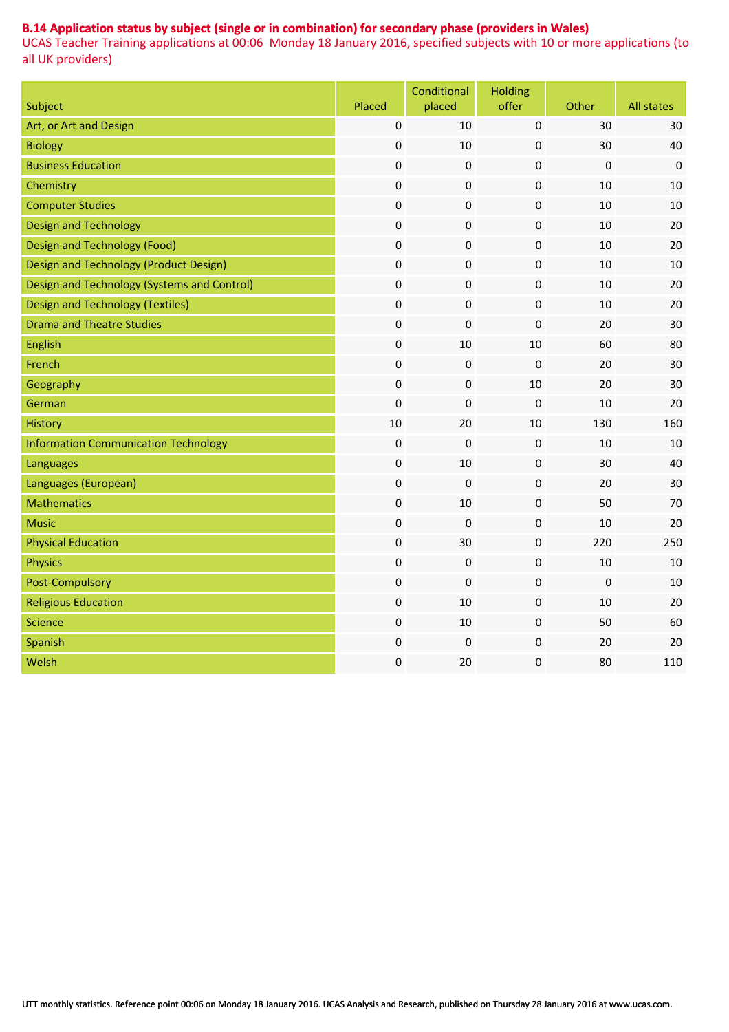**B.14 Application status by subject (single or in combination) for secondary phase (providers in Wales)**

UCAS Teacher Training applications at 00:06 Monday 18 January 2016, specified subjects with 10 or more applications (to all UK providers)

| Subject | Placed | Conditional placed | Holding offer | Other | All states |
|---|---|---|---|---|---|
| Art, or Art and Design | 0 | 10 | 0 | 30 | 30 |
| Biology | 0 | 10 | 0 | 30 | 40 |
| Business Education | 0 | 0 | 0 | 0 | 0 |
| Chemistry | 0 | 0 | 0 | 10 | 10 |
| Computer Studies | 0 | 0 | 0 | 10 | 10 |
| Design and Technology | 0 | 0 | 0 | 10 | 20 |
| Design and Technology (Food) | 0 | 0 | 0 | 10 | 20 |
| Design and Technology (Product Design) | 0 | 0 | 0 | 10 | 10 |
| Design and Technology (Systems and Control) | 0 | 0 | 0 | 10 | 20 |
| Design and Technology (Textiles) | 0 | 0 | 0 | 10 | 20 |
| Drama and Theatre Studies | 0 | 0 | 0 | 20 | 30 |
| English | 0 | 10 | 10 | 60 | 80 |
| French | 0 | 0 | 0 | 20 | 30 |
| Geography | 0 | 0 | 10 | 20 | 30 |
| German | 0 | 0 | 0 | 10 | 20 |
| History | 10 | 20 | 10 | 130 | 160 |
| Information Communication Technology | 0 | 0 | 0 | 10 | 10 |
| Languages | 0 | 10 | 0 | 30 | 40 |
| Languages (European) | 0 | 0 | 0 | 20 | 30 |
| Mathematics | 0 | 10 | 0 | 50 | 70 |
| Music | 0 | 0 | 0 | 10 | 20 |
| Physical Education | 0 | 30 | 0 | 220 | 250 |
| Physics | 0 | 0 | 0 | 10 | 10 |
| Post-Compulsory | 0 | 0 | 0 | 0 | 10 |
| Religious Education | 0 | 10 | 0 | 10 | 20 |
| Science | 0 | 10 | 0 | 50 | 60 |
| Spanish | 0 | 0 | 0 | 20 | 20 |
| Welsh | 0 | 20 | 0 | 80 | 110 |

UTT monthly statistics. Reference point 00:06 on Monday 18 January 2016. UCAS Analysis and Research, published on Thursday 28 January 2016 at www.ucas.com.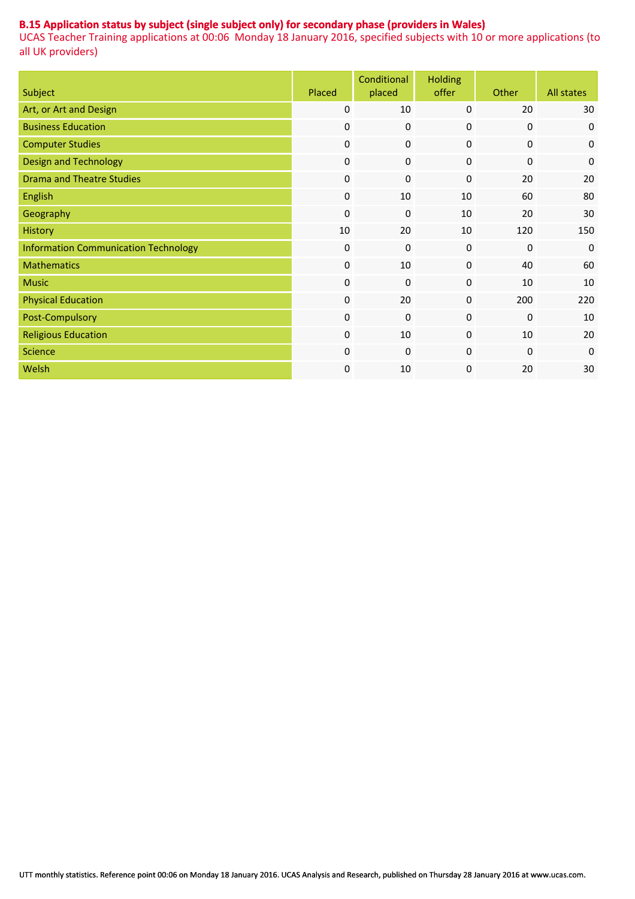**B.15 Application status by subject (single subject only) for secondary phase (providers in Wales)**

UCAS Teacher Training applications at 00:06 Monday 18 January 2016, specified subjects with 10 or more applications (to all UK providers)

| Subject | Placed | Conditional placed | Holding offer | Other | All states |
|---|---|---|---|---|---|
| Art, or Art and Design | 0 | 10 | 0 | 20 | 30 |
| Business Education | 0 | 0 | 0 | 0 | 0 |
| Computer Studies | 0 | 0 | 0 | 0 | 0 |
| Design and Technology | 0 | 0 | 0 | 0 | 0 |
| Drama and Theatre Studies | 0 | 0 | 0 | 20 | 20 |
| English | 0 | 10 | 10 | 60 | 80 |
| Geography | 0 | 0 | 10 | 20 | 30 |
| History | 10 | 20 | 10 | 120 | 150 |
| Information Communication Technology | 0 | 0 | 0 | 0 | 0 |
| Mathematics | 0 | 10 | 0 | 40 | 60 |
| Music | 0 | 0 | 0 | 10 | 10 |
| Physical Education | 0 | 20 | 0 | 200 | 220 |
| Post-Compulsory | 0 | 0 | 0 | 0 | 10 |
| Religious Education | 0 | 10 | 0 | 10 | 20 |
| Science | 0 | 0 | 0 | 0 | 0 |
| Welsh | 0 | 10 | 0 | 20 | 30 |

UTT monthly statistics. Reference point 00:06 on Monday 18 January 2016. UCAS Analysis and Research, published on Thursday 28 January 2016 at www.ucas.com.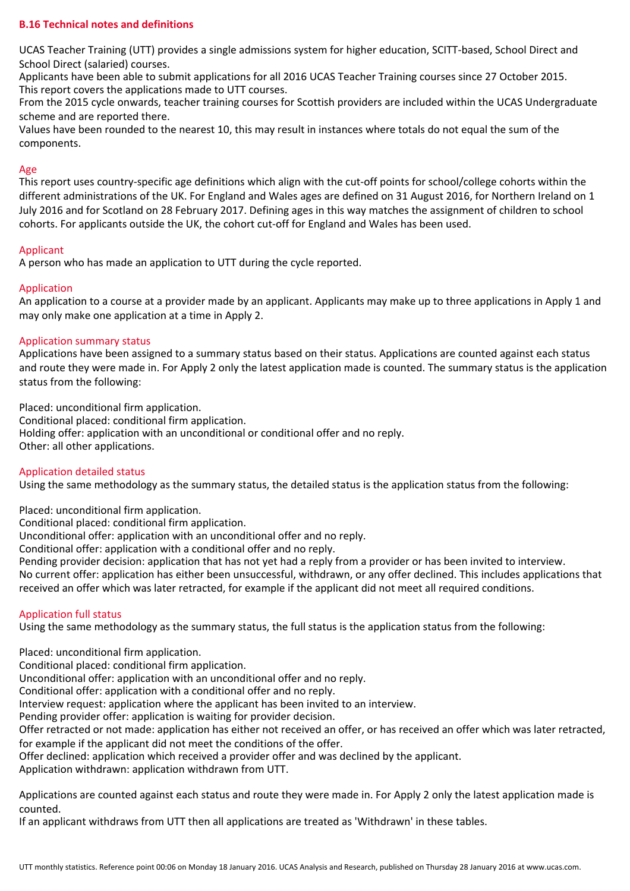## B.16 Technical notes and definitions

UCAS Teacher Training (UTT) provides a single admissions system for higher education, SCITT-based, School Direct and School Direct (salaried) courses.
Applicants have been able to submit applications for all 2016 UCAS Teacher Training courses since 27 October 2015.
This report covers the applications made to UTT courses.
From the 2015 cycle onwards, teacher training courses for Scottish providers are included within the UCAS Undergraduate scheme and are reported there.
Values have been rounded to the nearest 10, this may result in instances where totals do not equal the sum of the components.

### Age

This report uses country-specific age definitions which align with the cut-off points for school/college cohorts within the different administrations of the UK. For England and Wales ages are defined on 31 August 2016, for Northern Ireland on 1 July 2016 and for Scotland on 28 February 2017. Defining ages in this way matches the assignment of children to school cohorts. For applicants outside the UK, the cohort cut-off for England and Wales has been used.

### Applicant

A person who has made an application to UTT during the cycle reported.

### Application

An application to a course at a provider made by an applicant. Applicants may make up to three applications in Apply 1 and may only make one application at a time in Apply 2.

### Application summary status

Applications have been assigned to a summary status based on their status. Applications are counted against each status and route they were made in. For Apply 2 only the latest application made is counted. The summary status is the application status from the following:

Placed: unconditional firm application.
Conditional placed: conditional firm application.
Holding offer: application with an unconditional or conditional offer and no reply.
Other: all other applications.

### Application detailed status

Using the same methodology as the summary status, the detailed status is the application status from the following:

Placed: unconditional firm application.
Conditional placed: conditional firm application.
Unconditional offer: application with an unconditional offer and no reply.
Conditional offer: application with a conditional offer and no reply.
Pending provider decision: application that has not yet had a reply from a provider or has been invited to interview.
No current offer: application has either been unsuccessful, withdrawn, or any offer declined. This includes applications that received an offer which was later retracted, for example if the applicant did not meet all required conditions.

### Application full status

Using the same methodology as the summary status, the full status is the application status from the following:

Placed: unconditional firm application.
Conditional placed: conditional firm application.
Unconditional offer: application with an unconditional offer and no reply.
Conditional offer: application with a conditional offer and no reply.
Interview request: application where the applicant has been invited to an interview.
Pending provider offer: application is waiting for provider decision.
Offer retracted or not made: application has either not received an offer, or has received an offer which was later retracted, for example if the applicant did not meet the conditions of the offer.
Offer declined: application which received a provider offer and was declined by the applicant.
Application withdrawn: application withdrawn from UTT.

Applications are counted against each status and route they were made in. For Apply 2 only the latest application made is counted.
If an applicant withdraws from UTT then all applications are treated as 'Withdrawn' in these tables.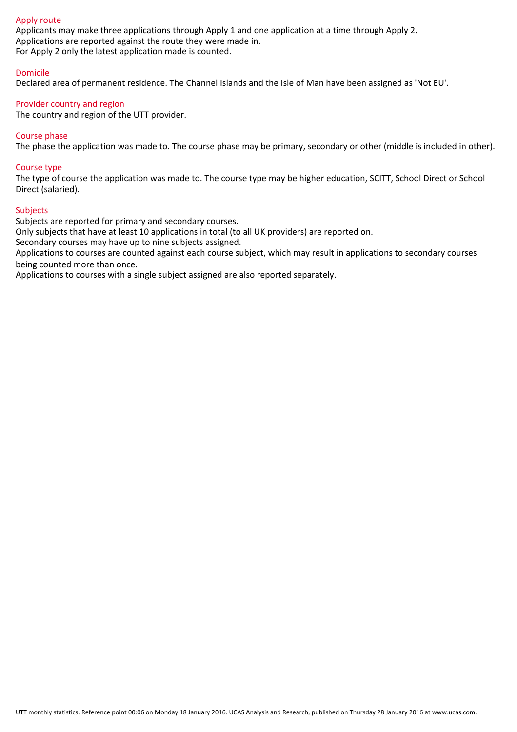### Apply route

Applicants may make three applications through Apply 1 and one application at a time through Apply 2.
Applications are reported against the route they were made in.
For Apply 2 only the latest application made is counted.

### Domicile

Declared area of permanent residence. The Channel Islands and the Isle of Man have been assigned as 'Not EU'.

### Provider country and region

The country and region of the UTT provider.

### Course phase

The phase the application was made to. The course phase may be primary, secondary or other (middle is included in other).

### Course type

The type of course the application was made to. The course type may be higher education, SCITT, School Direct or School Direct (salaried).

### Subjects

Subjects are reported for primary and secondary courses.
Only subjects that have at least 10 applications in total (to all UK providers) are reported on.
Secondary courses may have up to nine subjects assigned.
Applications to courses are counted against each course subject, which may result in applications to secondary courses being counted more than once.
Applications to courses with a single subject assigned are also reported separately.

UTT monthly statistics. Reference point 00:06 on Monday 18 January 2016. UCAS Analysis and Research, published on Thursday 28 January 2016 at www.ucas.com.